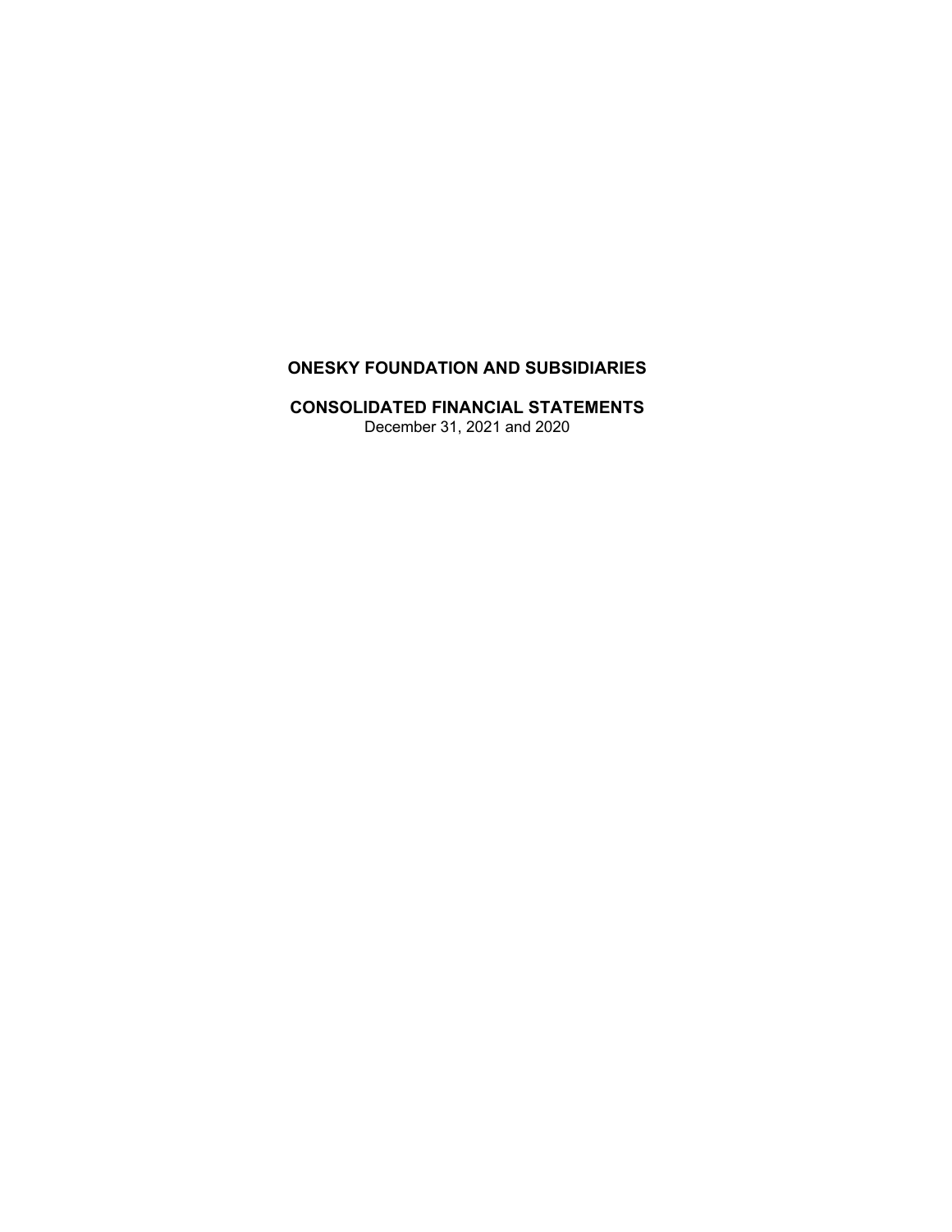# ONESKY FOUNDATION AND SUBSIDIARIES

## CONSOLIDATED FINANCIAL STATEMENTS

December 31, 2021 and 2020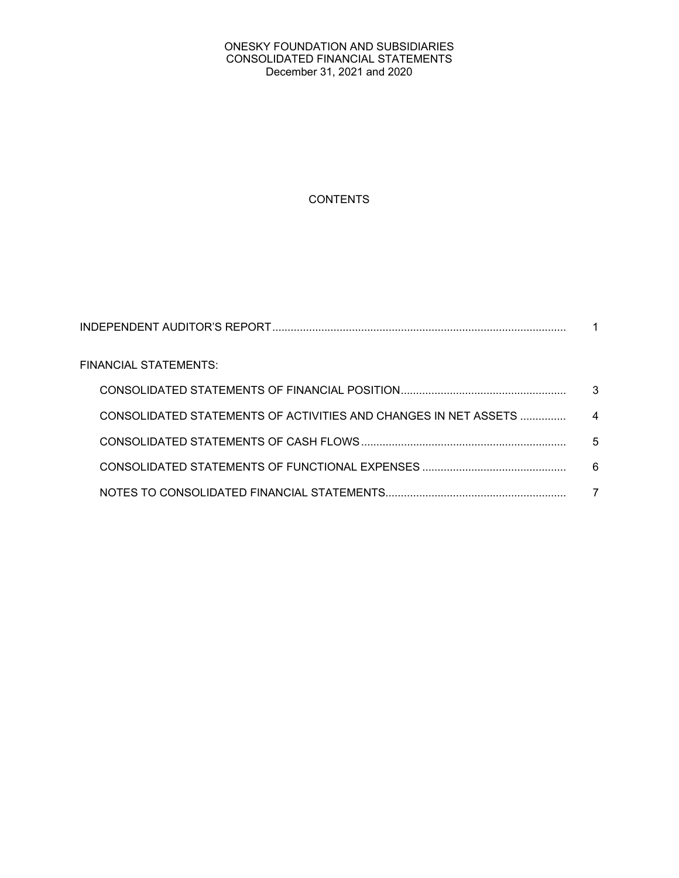ONESKY FOUNDATION AND SUBSIDIARIES
CONSOLIDATED FINANCIAL STATEMENTS
December 31, 2021 and 2020

# CONTENTS

| | |
|---|---|
| INDEPENDENT AUDITOR'S REPORT | 1 |
| FINANCIAL STATEMENTS: | |
| CONSOLIDATED STATEMENTS OF FINANCIAL POSITION | 3 |
| CONSOLIDATED STATEMENTS OF ACTIVITIES AND CHANGES IN NET ASSETS | 4 |
| CONSOLIDATED STATEMENTS OF CASH FLOWS | 5 |
| CONSOLIDATED STATEMENTS OF FUNCTIONAL EXPENSES | 6 |
| NOTES TO CONSOLIDATED FINANCIAL STATEMENTS | 7 |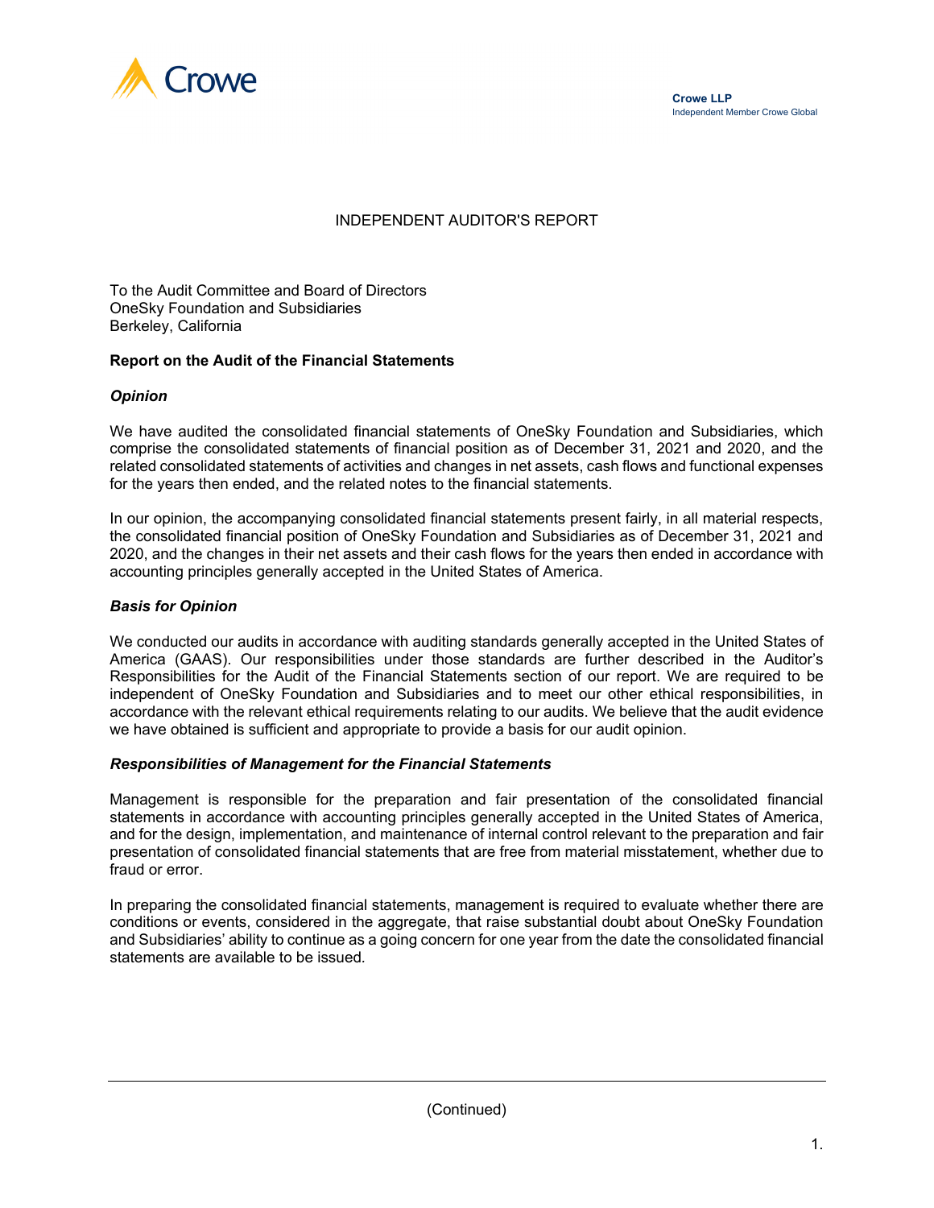Crowe LLP
Independent Member Crowe Global

# INDEPENDENT AUDITOR'S REPORT

To the Audit Committee and Board of Directors
OneSky Foundation and Subsidiaries
Berkeley, California

## Report on the Audit of the Financial Statements

### *Opinion*

We have audited the consolidated financial statements of OneSky Foundation and Subsidiaries, which comprise the consolidated statements of financial position as of December 31, 2021 and 2020, and the related consolidated statements of activities and changes in net assets, cash flows and functional expenses for the years then ended, and the related notes to the financial statements.

In our opinion, the accompanying consolidated financial statements present fairly, in all material respects, the consolidated financial position of OneSky Foundation and Subsidiaries as of December 31, 2021 and 2020, and the changes in their net assets and their cash flows for the years then ended in accordance with accounting principles generally accepted in the United States of America.

### *Basis for Opinion*

We conducted our audits in accordance with auditing standards generally accepted in the United States of America (GAAS). Our responsibilities under those standards are further described in the Auditor's Responsibilities for the Audit of the Financial Statements section of our report. We are required to be independent of OneSky Foundation and Subsidiaries and to meet our other ethical responsibilities, in accordance with the relevant ethical requirements relating to our audits. We believe that the audit evidence we have obtained is sufficient and appropriate to provide a basis for our audit opinion.

### *Responsibilities of Management for the Financial Statements*

Management is responsible for the preparation and fair presentation of the consolidated financial statements in accordance with accounting principles generally accepted in the United States of America, and for the design, implementation, and maintenance of internal control relevant to the preparation and fair presentation of consolidated financial statements that are free from material misstatement, whether due to fraud or error.

In preparing the consolidated financial statements, management is required to evaluate whether there are conditions or events, considered in the aggregate, that raise substantial doubt about OneSky Foundation and Subsidiaries' ability to continue as a going concern for one year from the date the consolidated financial statements are available to be issued.

(Continued)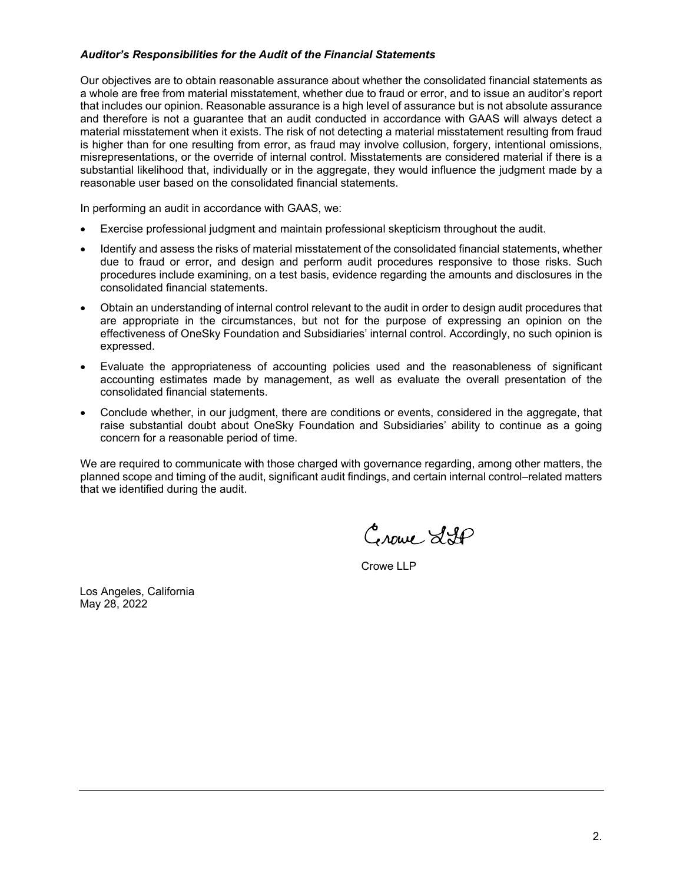### *Auditor's Responsibilities for the Audit of the Financial Statements*

Our objectives are to obtain reasonable assurance about whether the consolidated financial statements as a whole are free from material misstatement, whether due to fraud or error, and to issue an auditor's report that includes our opinion. Reasonable assurance is a high level of assurance but is not absolute assurance and therefore is not a guarantee that an audit conducted in accordance with GAAS will always detect a material misstatement when it exists. The risk of not detecting a material misstatement resulting from fraud is higher than for one resulting from error, as fraud may involve collusion, forgery, intentional omissions, misrepresentations, or the override of internal control. Misstatements are considered material if there is a substantial likelihood that, individually or in the aggregate, they would influence the judgment made by a reasonable user based on the consolidated financial statements.

In performing an audit in accordance with GAAS, we:

- Exercise professional judgment and maintain professional skepticism throughout the audit.
- Identify and assess the risks of material misstatement of the consolidated financial statements, whether due to fraud or error, and design and perform audit procedures responsive to those risks. Such procedures include examining, on a test basis, evidence regarding the amounts and disclosures in the consolidated financial statements.
- Obtain an understanding of internal control relevant to the audit in order to design audit procedures that are appropriate in the circumstances, but not for the purpose of expressing an opinion on the effectiveness of OneSky Foundation and Subsidiaries' internal control. Accordingly, no such opinion is expressed.
- Evaluate the appropriateness of accounting policies used and the reasonableness of significant accounting estimates made by management, as well as evaluate the overall presentation of the consolidated financial statements.
- Conclude whether, in our judgment, there are conditions or events, considered in the aggregate, that raise substantial doubt about OneSky Foundation and Subsidiaries' ability to continue as a going concern for a reasonable period of time.

We are required to communicate with those charged with governance regarding, among other matters, the planned scope and timing of the audit, significant audit findings, and certain internal control–related matters that we identified during the audit.

Crowe LLP

Crowe LLP

Los Angeles, California
May 28, 2022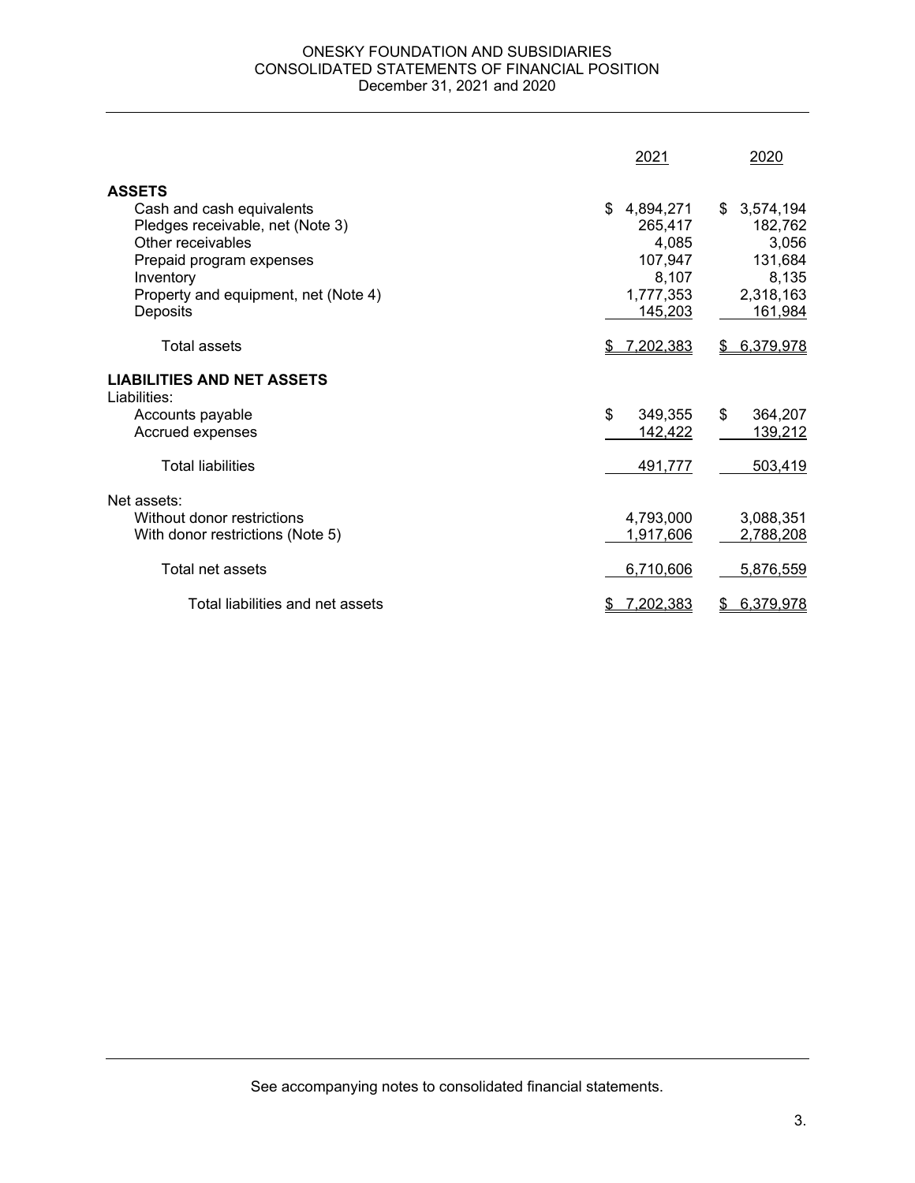# ONESKY FOUNDATION AND SUBSIDIARIES
## CONSOLIDATED STATEMENTS OF FINANCIAL POSITION
December 31, 2021 and 2020

| | 2021 | 2020 |
|---|---|---|
| **ASSETS** | | |
| Cash and cash equivalents | $ 4,894,271 | $ 3,574,194 |
| Pledges receivable, net (Note 3) | 265,417 | 182,762 |
| Other receivables | 4,085 | 3,056 |
| Prepaid program expenses | 107,947 | 131,684 |
| Inventory | 8,107 | 8,135 |
| Property and equipment, net (Note 4) | 1,777,353 | 2,318,163 |
| Deposits | 145,203 | 161,984 |
| Total assets | $ 7,202,383 | $ 6,379,978 |
| **LIABILITIES AND NET ASSETS** | | |
| Liabilities: | | |
| Accounts payable | $ 349,355 | $ 364,207 |
| Accrued expenses | 142,422 | 139,212 |
| Total liabilities | 491,777 | 503,419 |
| Net assets: | | |
| Without donor restrictions | 4,793,000 | 3,088,351 |
| With donor restrictions (Note 5) | 1,917,606 | 2,788,208 |
| Total net assets | 6,710,606 | 5,876,559 |
| Total liabilities and net assets | $ 7,202,383 | $ 6,379,978 |

See accompanying notes to consolidated financial statements.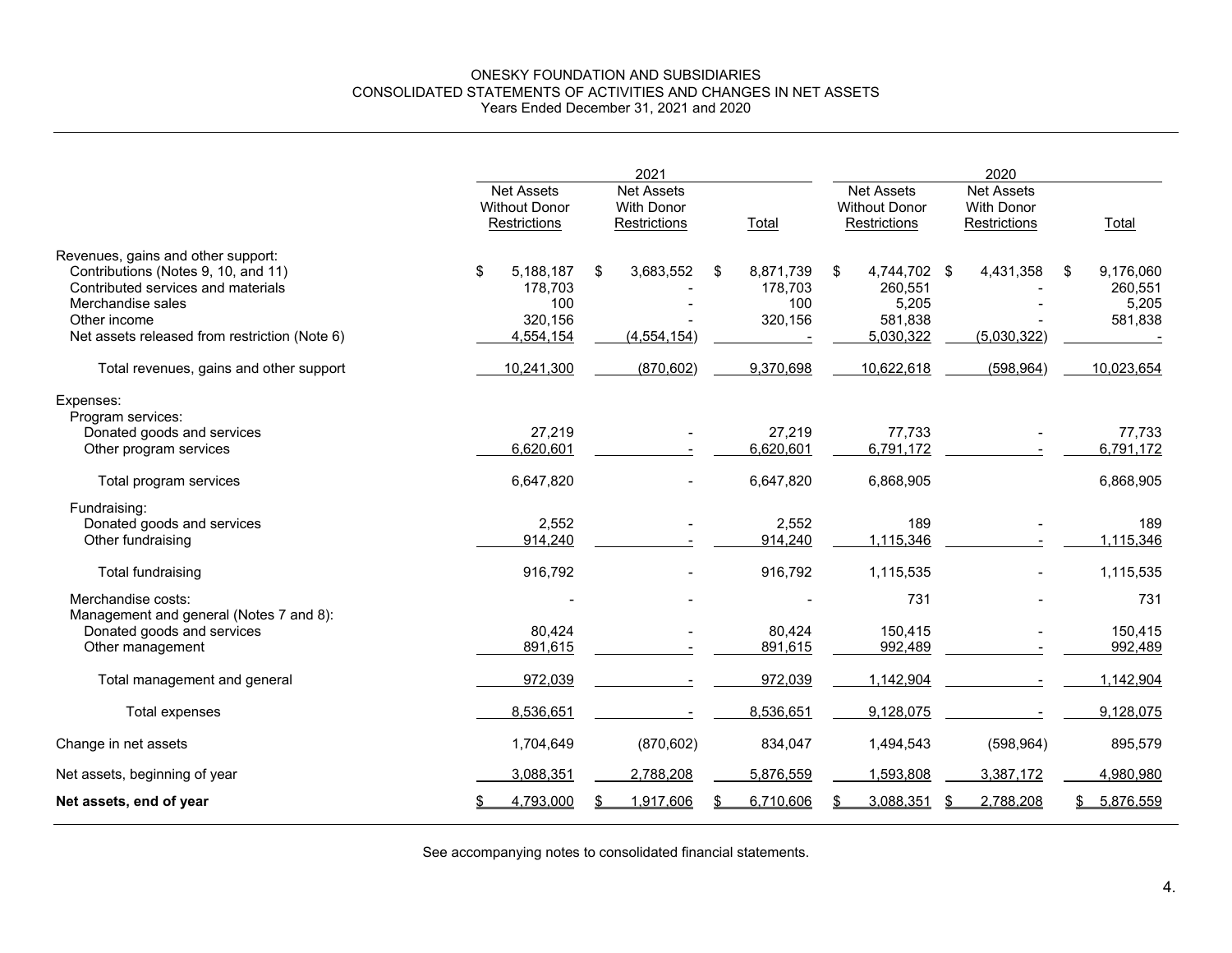ONESKY FOUNDATION AND SUBSIDIARIES
CONSOLIDATED STATEMENTS OF ACTIVITIES AND CHANGES IN NET ASSETS
Years Ended December 31, 2021 and 2020

| | 2021 | | | 2020 | | |
|---|---|---|---|---|---|---|
| | Net Assets Without Donor Restrictions | Net Assets With Donor Restrictions | Total | Net Assets Without Donor Restrictions | Net Assets With Donor Restrictions | Total |
| Revenues, gains and other support: | | | | | | |
| Contributions (Notes 9, 10, and 11) | $ 5,188,187 | $ 3,683,552 | $ 8,871,739 | $ 4,744,702 | $ 4,431,358 | $ 9,176,060 |
| Contributed services and materials | 178,703 | - | 178,703 | 260,551 | - | 260,551 |
| Merchandise sales | 100 | - | 100 | 5,205 | - | 5,205 |
| Other income | 320,156 | - | 320,156 | 581,838 | - | 581,838 |
| Net assets released from restriction (Note 6) | 4,554,154 | (4,554,154) | - | 5,030,322 | (5,030,322) | - |
| Total revenues, gains and other support | 10,241,300 | (870,602) | 9,370,698 | 10,622,618 | (598,964) | 10,023,654 |
| Expenses: | | | | | | |
| Program services: | | | | | | |
| Donated goods and services | 27,219 | - | 27,219 | 77,733 | - | 77,733 |
| Other program services | 6,620,601 | - | 6,620,601 | 6,791,172 | - | 6,791,172 |
| Total program services | 6,647,820 | - | 6,647,820 | 6,868,905 | | 6,868,905 |
| Fundraising: | | | | | | |
| Donated goods and services | 2,552 | - | 2,552 | 189 | - | 189 |
| Other fundraising | 914,240 | - | 914,240 | 1,115,346 | - | 1,115,346 |
| Total fundraising | 916,792 | - | 916,792 | 1,115,535 | - | 1,115,535 |
| Merchandise costs: | - | - | - | 731 | - | 731 |
| Management and general (Notes 7 and 8): | | | | | | |
| Donated goods and services | 80,424 | - | 80,424 | 150,415 | - | 150,415 |
| Other management | 891,615 | - | 891,615 | 992,489 | - | 992,489 |
| Total management and general | 972,039 | - | 972,039 | 1,142,904 | - | 1,142,904 |
| Total expenses | 8,536,651 | - | 8,536,651 | 9,128,075 | - | 9,128,075 |
| Change in net assets | 1,704,649 | (870,602) | 834,047 | 1,494,543 | (598,964) | 895,579 |
| Net assets, beginning of year | 3,088,351 | 2,788,208 | 5,876,559 | 1,593,808 | 3,387,172 | 4,980,980 |
| **Net assets, end of year** | $ 4,793,000 | $ 1,917,606 | $ 6,710,606 | $ 3,088,351 | $ 2,788,208 | $ 5,876,559 |

See accompanying notes to consolidated financial statements.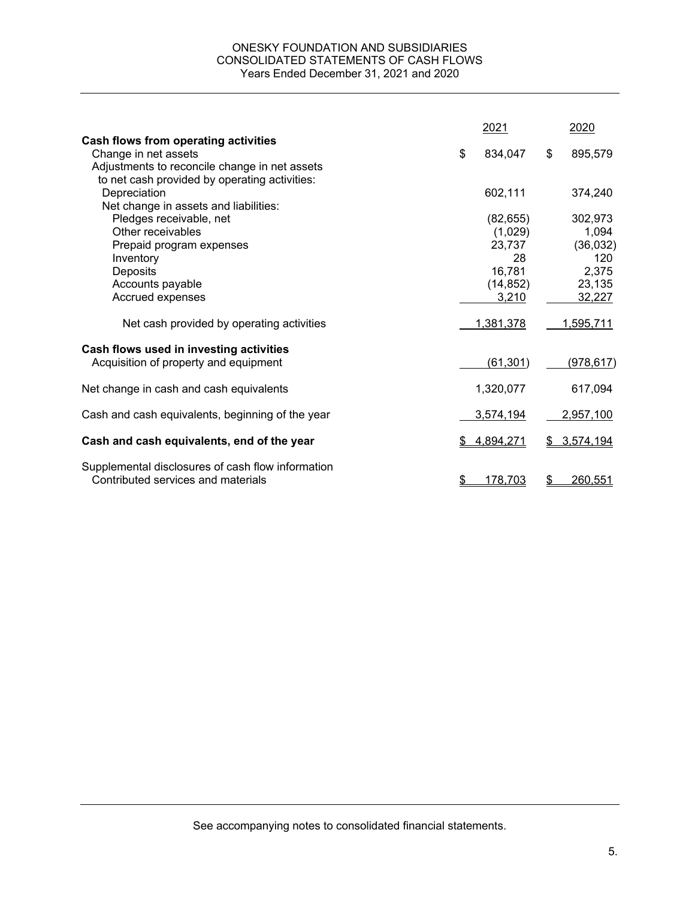# ONESKY FOUNDATION AND SUBSIDIARIES
## CONSOLIDATED STATEMENTS OF CASH FLOWS
### Years Ended December 31, 2021 and 2020

| | 2021 | 2020 |
|---|---|---|
| **Cash flows from operating activities** | | |
| Change in net assets | $ 834,047 | $ 895,579 |
| Adjustments to reconcile change in net assets to net cash provided by operating activities: | | |
| Depreciation | 602,111 | 374,240 |
| Net change in assets and liabilities: | | |
| Pledges receivable, net | (82,655) | 302,973 |
| Other receivables | (1,029) | 1,094 |
| Prepaid program expenses | 23,737 | (36,032) |
| Inventory | 28 | 120 |
| Deposits | 16,781 | 2,375 |
| Accounts payable | (14,852) | 23,135 |
| Accrued expenses | 3,210 | 32,227 |
| Net cash provided by operating activities | 1,381,378 | 1,595,711 |
| **Cash flows used in investing activities** | | |
| Acquisition of property and equipment | (61,301) | (978,617) |
| Net change in cash and cash equivalents | 1,320,077 | 617,094 |
| Cash and cash equivalents, beginning of the year | 3,574,194 | 2,957,100 |
| **Cash and cash equivalents, end of the year** | $ 4,894,271 | $ 3,574,194 |
| Supplemental disclosures of cash flow information | | |
| Contributed services and materials | $ 178,703 | $ 260,551 |

See accompanying notes to consolidated financial statements.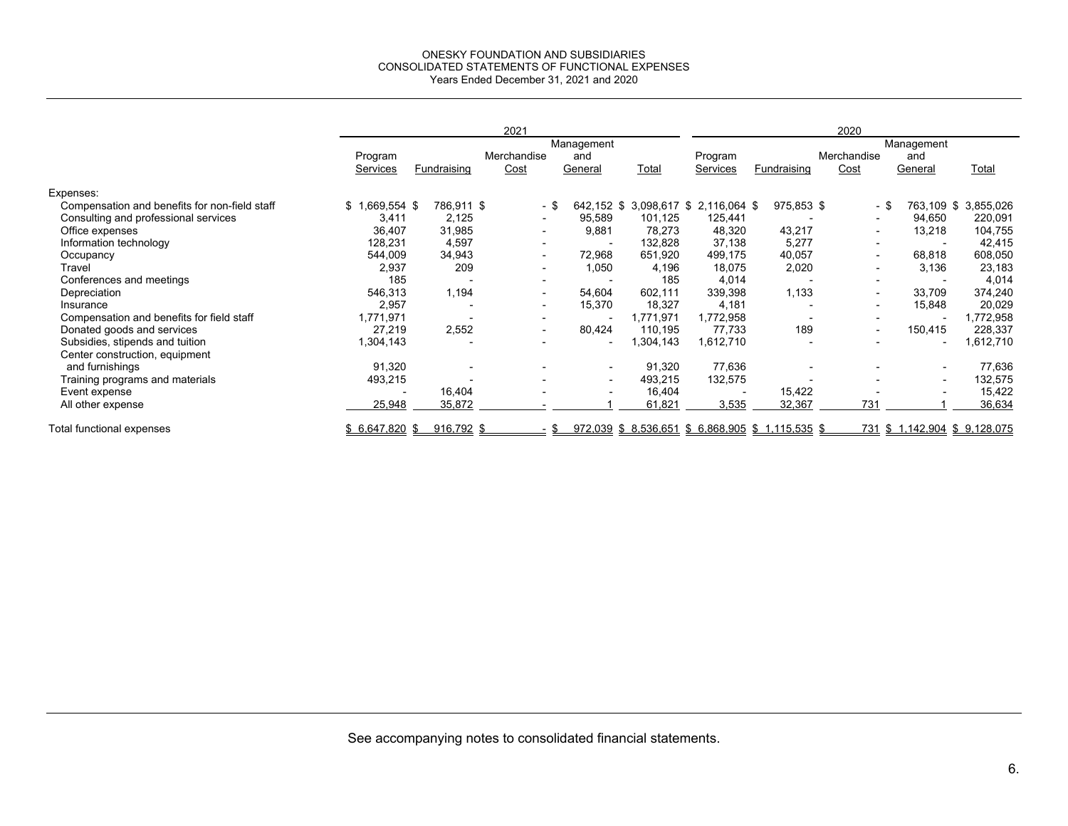ONESKY FOUNDATION AND SUBSIDIARIES
CONSOLIDATED STATEMENTS OF FUNCTIONAL EXPENSES
Years Ended December 31, 2021 and 2020

| | 2021 | | | | | 2020 | | | | |
|---|---|---|---|---|---|---|---|---|---|---|
| | Program Services | Fundraising | Merchandise Cost | Management and General | Total | Program Services | Fundraising | Merchandise Cost | Management and General | Total |
| Expenses: | | | | | | | | | | |
| Compensation and benefits for non-field staff | $ 1,669,554 | $ 786,911 | $ - | $ 642,152 | $ 3,098,617 | $ 2,116,064 | $ 975,853 | $ - | $ 763,109 | $ 3,855,026 |
| Consulting and professional services | 3,411 | 2,125 | - | 95,589 | 101,125 | 125,441 | - | - | 94,650 | 220,091 |
| Office expenses | 36,407 | 31,985 | - | 9,881 | 78,273 | 48,320 | 43,217 | - | 13,218 | 104,755 |
| Information technology | 128,231 | 4,597 | - | - | 132,828 | 37,138 | 5,277 | - | - | 42,415 |
| Occupancy | 544,009 | 34,943 | - | 72,968 | 651,920 | 499,175 | 40,057 | - | 68,818 | 608,050 |
| Travel | 2,937 | 209 | - | 1,050 | 4,196 | 18,075 | 2,020 | - | 3,136 | 23,183 |
| Conferences and meetings | 185 | - | - | - | 185 | 4,014 | - | - | - | 4,014 |
| Depreciation | 546,313 | 1,194 | - | 54,604 | 602,111 | 339,398 | 1,133 | - | 33,709 | 374,240 |
| Insurance | 2,957 | - | - | 15,370 | 18,327 | 4,181 | - | - | 15,848 | 20,029 |
| Compensation and benefits for field staff | 1,771,971 | - | - | - | 1,771,971 | 1,772,958 | - | - | - | 1,772,958 |
| Donated goods and services | 27,219 | 2,552 | - | 80,424 | 110,195 | 77,733 | 189 | - | 150,415 | 228,337 |
| Subsidies, stipends and tuition | 1,304,143 | - | - | - | 1,304,143 | 1,612,710 | - | - | - | 1,612,710 |
| Center construction, equipment and furnishings | 91,320 | - | - | - | 91,320 | 77,636 | - | - | - | 77,636 |
| Training programs and materials | 493,215 | - | - | - | 493,215 | 132,575 | - | - | - | 132,575 |
| Event expense | - | 16,404 | - | - | 16,404 | - | 15,422 | - | - | 15,422 |
| All other expense | 25,948 | 35,872 | - | 1 | 61,821 | 3,535 | 32,367 | 731 | 1 | 36,634 |
| Total functional expenses | $ 6,647,820 | $ 916,792 | $ - | $ 972,039 | $ 8,536,651 | $ 6,868,905 | $ 1,115,535 | $ 731 | $ 1,142,904 | $ 9,128,075 |

See accompanying notes to consolidated financial statements.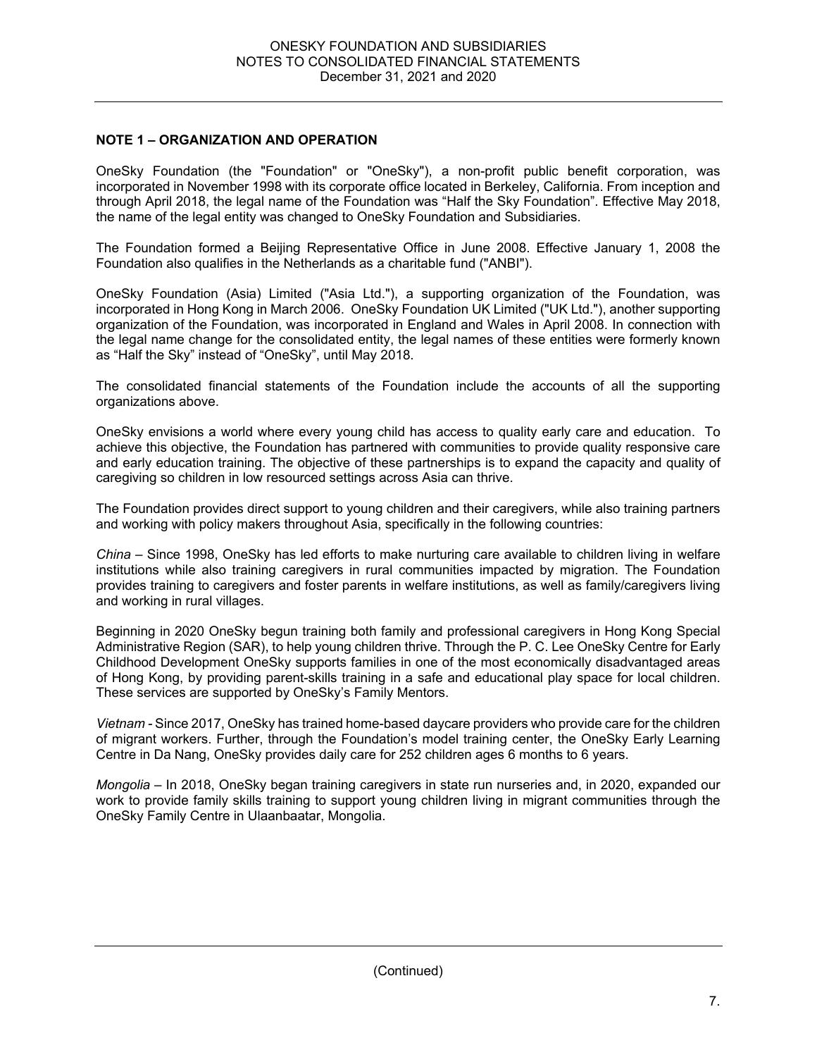## NOTE 1 – ORGANIZATION AND OPERATION

OneSky Foundation (the "Foundation" or "OneSky"), a non-profit public benefit corporation, was incorporated in November 1998 with its corporate office located in Berkeley, California. From inception and through April 2018, the legal name of the Foundation was "Half the Sky Foundation". Effective May 2018, the name of the legal entity was changed to OneSky Foundation and Subsidiaries.

The Foundation formed a Beijing Representative Office in June 2008. Effective January 1, 2008 the Foundation also qualifies in the Netherlands as a charitable fund ("ANBI").

OneSky Foundation (Asia) Limited ("Asia Ltd."), a supporting organization of the Foundation, was incorporated in Hong Kong in March 2006. OneSky Foundation UK Limited ("UK Ltd."), another supporting organization of the Foundation, was incorporated in England and Wales in April 2008. In connection with the legal name change for the consolidated entity, the legal names of these entities were formerly known as "Half the Sky" instead of "OneSky", until May 2018.

The consolidated financial statements of the Foundation include the accounts of all the supporting organizations above.

OneSky envisions a world where every young child has access to quality early care and education. To achieve this objective, the Foundation has partnered with communities to provide quality responsive care and early education training. The objective of these partnerships is to expand the capacity and quality of caregiving so children in low resourced settings across Asia can thrive.

The Foundation provides direct support to young children and their caregivers, while also training partners and working with policy makers throughout Asia, specifically in the following countries:

*China* – Since 1998, OneSky has led efforts to make nurturing care available to children living in welfare institutions while also training caregivers in rural communities impacted by migration. The Foundation provides training to caregivers and foster parents in welfare institutions, as well as family/caregivers living and working in rural villages.

Beginning in 2020 OneSky begun training both family and professional caregivers in Hong Kong Special Administrative Region (SAR), to help young children thrive. Through the P. C. Lee OneSky Centre for Early Childhood Development OneSky supports families in one of the most economically disadvantaged areas of Hong Kong, by providing parent-skills training in a safe and educational play space for local children. These services are supported by OneSky's Family Mentors.

*Vietnam* - Since 2017, OneSky has trained home-based daycare providers who provide care for the children of migrant workers. Further, through the Foundation's model training center, the OneSky Early Learning Centre in Da Nang, OneSky provides daily care for 252 children ages 6 months to 6 years.

*Mongolia* – In 2018, OneSky began training caregivers in state run nurseries and, in 2020, expanded our work to provide family skills training to support young children living in migrant communities through the OneSky Family Centre in Ulaanbaatar, Mongolia.

(Continued)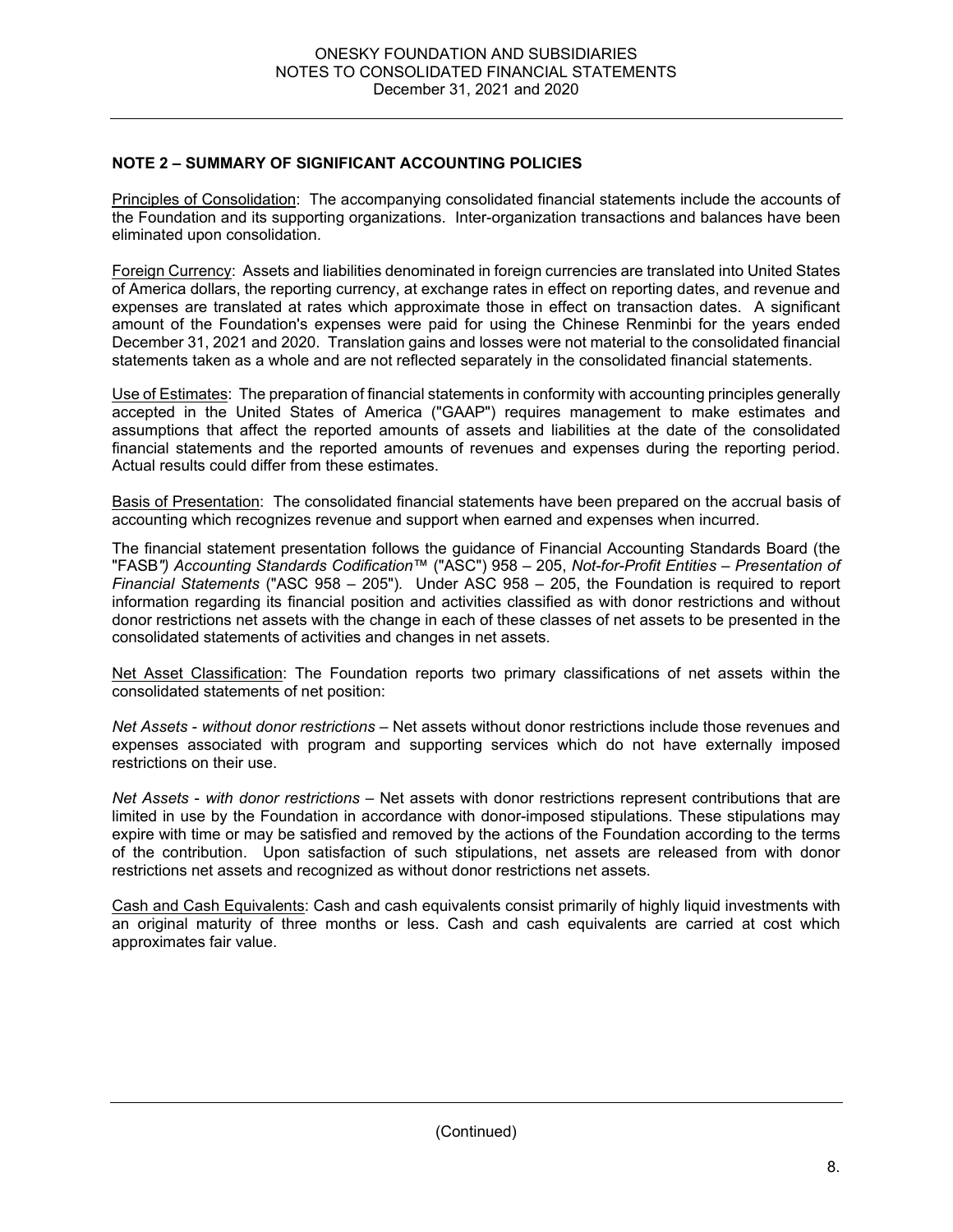## NOTE 2 – SUMMARY OF SIGNIFICANT ACCOUNTING POLICIES

Principles of Consolidation: The accompanying consolidated financial statements include the accounts of the Foundation and its supporting organizations. Inter-organization transactions and balances have been eliminated upon consolidation.

Foreign Currency: Assets and liabilities denominated in foreign currencies are translated into United States of America dollars, the reporting currency, at exchange rates in effect on reporting dates, and revenue and expenses are translated at rates which approximate those in effect on transaction dates. A significant amount of the Foundation's expenses were paid for using the Chinese Renminbi for the years ended December 31, 2021 and 2020. Translation gains and losses were not material to the consolidated financial statements taken as a whole and are not reflected separately in the consolidated financial statements.

Use of Estimates: The preparation of financial statements in conformity with accounting principles generally accepted in the United States of America ("GAAP") requires management to make estimates and assumptions that affect the reported amounts of assets and liabilities at the date of the consolidated financial statements and the reported amounts of revenues and expenses during the reporting period. Actual results could differ from these estimates.

Basis of Presentation: The consolidated financial statements have been prepared on the accrual basis of accounting which recognizes revenue and support when earned and expenses when incurred.

The financial statement presentation follows the guidance of Financial Accounting Standards Board (the "FASB*") Accounting Standards Codification*™ ("ASC") 958 – 205, *Not-for-Profit Entities – Presentation of Financial Statements* ("ASC 958 – 205"). Under ASC 958 – 205, the Foundation is required to report information regarding its financial position and activities classified as with donor restrictions and without donor restrictions net assets with the change in each of these classes of net assets to be presented in the consolidated statements of activities and changes in net assets.

Net Asset Classification: The Foundation reports two primary classifications of net assets within the consolidated statements of net position:

*Net Assets - without donor restrictions* – Net assets without donor restrictions include those revenues and expenses associated with program and supporting services which do not have externally imposed restrictions on their use.

*Net Assets - with donor restrictions* – Net assets with donor restrictions represent contributions that are limited in use by the Foundation in accordance with donor-imposed stipulations. These stipulations may expire with time or may be satisfied and removed by the actions of the Foundation according to the terms of the contribution. Upon satisfaction of such stipulations, net assets are released from with donor restrictions net assets and recognized as without donor restrictions net assets.

Cash and Cash Equivalents: Cash and cash equivalents consist primarily of highly liquid investments with an original maturity of three months or less. Cash and cash equivalents are carried at cost which approximates fair value.

(Continued)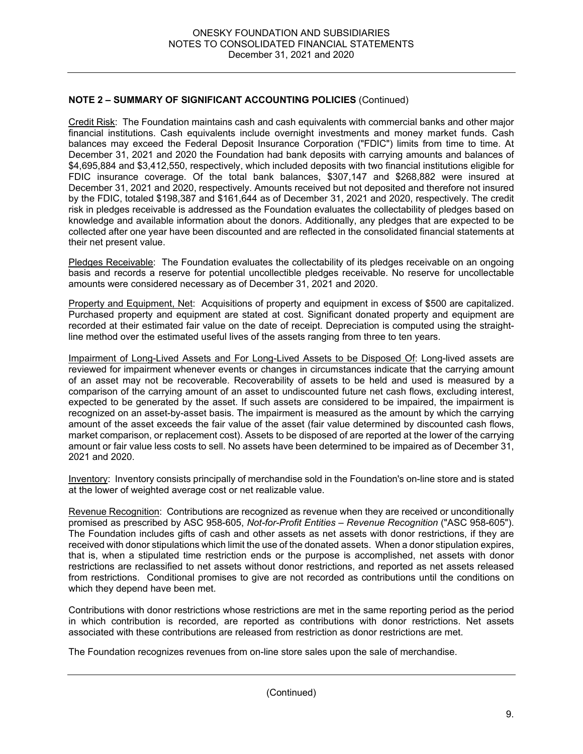**NOTE 2 – SUMMARY OF SIGNIFICANT ACCOUNTING POLICIES** (Continued)

Credit Risk: The Foundation maintains cash and cash equivalents with commercial banks and other major financial institutions. Cash equivalents include overnight investments and money market funds. Cash balances may exceed the Federal Deposit Insurance Corporation ("FDIC") limits from time to time. At December 31, 2021 and 2020 the Foundation had bank deposits with carrying amounts and balances of $4,695,884 and $3,412,550, respectively, which included deposits with two financial institutions eligible for FDIC insurance coverage. Of the total bank balances, $307,147 and $268,882 were insured at December 31, 2021 and 2020, respectively. Amounts received but not deposited and therefore not insured by the FDIC, totaled $198,387 and $161,644 as of December 31, 2021 and 2020, respectively. The credit risk in pledges receivable is addressed as the Foundation evaluates the collectability of pledges based on knowledge and available information about the donors. Additionally, any pledges that are expected to be collected after one year have been discounted and are reflected in the consolidated financial statements at their net present value.

Pledges Receivable: The Foundation evaluates the collectability of its pledges receivable on an ongoing basis and records a reserve for potential uncollectible pledges receivable. No reserve for uncollectable amounts were considered necessary as of December 31, 2021 and 2020.

Property and Equipment, Net: Acquisitions of property and equipment in excess of $500 are capitalized. Purchased property and equipment are stated at cost. Significant donated property and equipment are recorded at their estimated fair value on the date of receipt. Depreciation is computed using the straight-line method over the estimated useful lives of the assets ranging from three to ten years.

Impairment of Long-Lived Assets and For Long-Lived Assets to be Disposed Of: Long-lived assets are reviewed for impairment whenever events or changes in circumstances indicate that the carrying amount of an asset may not be recoverable. Recoverability of assets to be held and used is measured by a comparison of the carrying amount of an asset to undiscounted future net cash flows, excluding interest, expected to be generated by the asset. If such assets are considered to be impaired, the impairment is recognized on an asset-by-asset basis. The impairment is measured as the amount by which the carrying amount of the asset exceeds the fair value of the asset (fair value determined by discounted cash flows, market comparison, or replacement cost). Assets to be disposed of are reported at the lower of the carrying amount or fair value less costs to sell. No assets have been determined to be impaired as of December 31, 2021 and 2020.

Inventory: Inventory consists principally of merchandise sold in the Foundation's on-line store and is stated at the lower of weighted average cost or net realizable value.

Revenue Recognition: Contributions are recognized as revenue when they are received or unconditionally promised as prescribed by ASC 958-605, *Not-for-Profit Entities – Revenue Recognition* ("ASC 958-605"). The Foundation includes gifts of cash and other assets as net assets with donor restrictions, if they are received with donor stipulations which limit the use of the donated assets. When a donor stipulation expires, that is, when a stipulated time restriction ends or the purpose is accomplished, net assets with donor restrictions are reclassified to net assets without donor restrictions, and reported as net assets released from restrictions. Conditional promises to give are not recorded as contributions until the conditions on which they depend have been met.

Contributions with donor restrictions whose restrictions are met in the same reporting period as the period in which contribution is recorded, are reported as contributions with donor restrictions. Net assets associated with these contributions are released from restriction as donor restrictions are met.

The Foundation recognizes revenues from on-line store sales upon the sale of merchandise.

(Continued)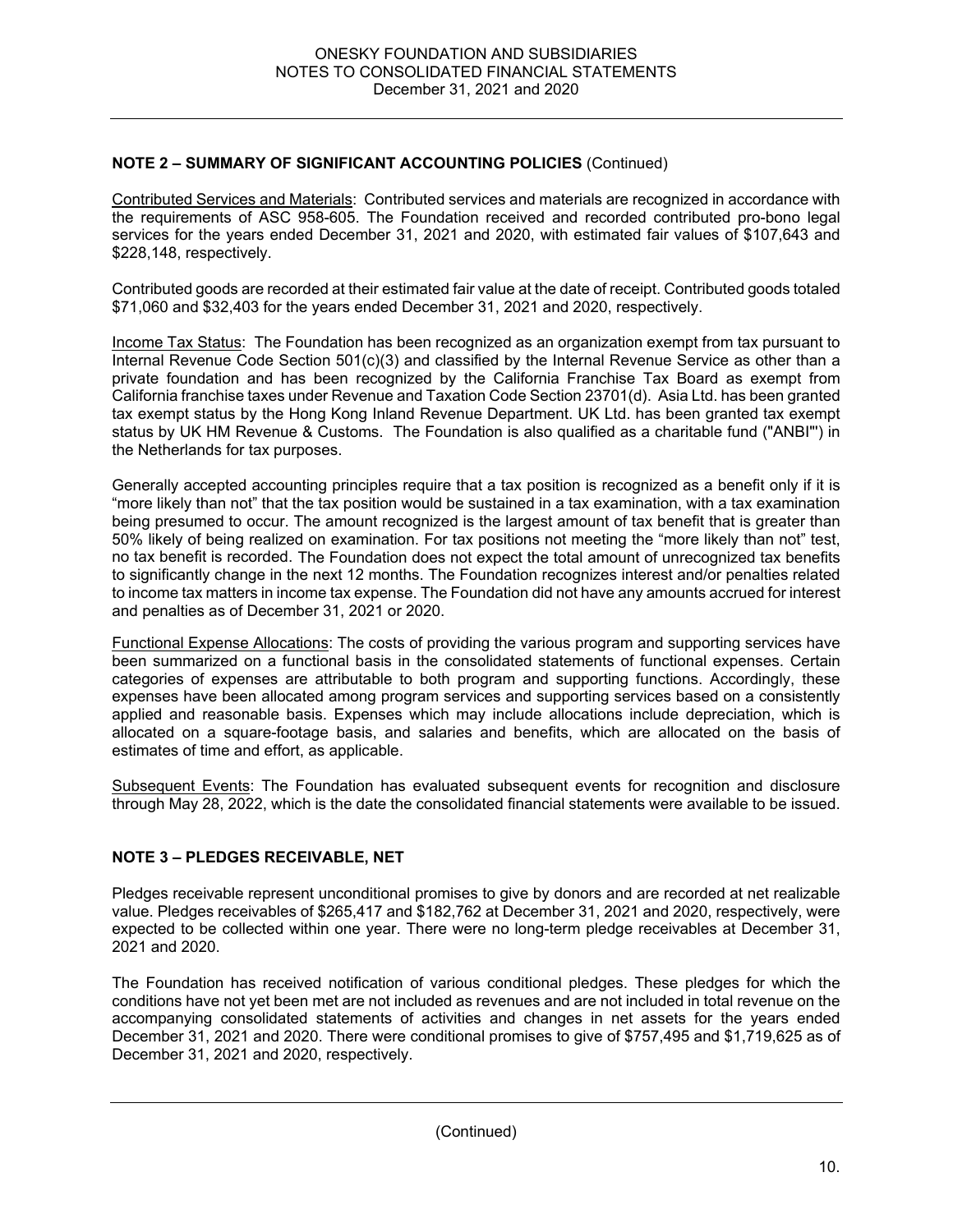## NOTE 2 – SUMMARY OF SIGNIFICANT ACCOUNTING POLICIES (Continued)

Contributed Services and Materials: Contributed services and materials are recognized in accordance with the requirements of ASC 958-605. The Foundation received and recorded contributed pro-bono legal services for the years ended December 31, 2021 and 2020, with estimated fair values of $107,643 and $228,148, respectively.

Contributed goods are recorded at their estimated fair value at the date of receipt. Contributed goods totaled $71,060 and $32,403 for the years ended December 31, 2021 and 2020, respectively.

Income Tax Status: The Foundation has been recognized as an organization exempt from tax pursuant to Internal Revenue Code Section 501(c)(3) and classified by the Internal Revenue Service as other than a private foundation and has been recognized by the California Franchise Tax Board as exempt from California franchise taxes under Revenue and Taxation Code Section 23701(d). Asia Ltd. has been granted tax exempt status by the Hong Kong Inland Revenue Department. UK Ltd. has been granted tax exempt status by UK HM Revenue & Customs. The Foundation is also qualified as a charitable fund ("ANBI"') in the Netherlands for tax purposes.

Generally accepted accounting principles require that a tax position is recognized as a benefit only if it is "more likely than not" that the tax position would be sustained in a tax examination, with a tax examination being presumed to occur. The amount recognized is the largest amount of tax benefit that is greater than 50% likely of being realized on examination. For tax positions not meeting the "more likely than not" test, no tax benefit is recorded. The Foundation does not expect the total amount of unrecognized tax benefits to significantly change in the next 12 months. The Foundation recognizes interest and/or penalties related to income tax matters in income tax expense. The Foundation did not have any amounts accrued for interest and penalties as of December 31, 2021 or 2020.

Functional Expense Allocations: The costs of providing the various program and supporting services have been summarized on a functional basis in the consolidated statements of functional expenses. Certain categories of expenses are attributable to both program and supporting functions. Accordingly, these expenses have been allocated among program services and supporting services based on a consistently applied and reasonable basis. Expenses which may include allocations include depreciation, which is allocated on a square-footage basis, and salaries and benefits, which are allocated on the basis of estimates of time and effort, as applicable.

Subsequent Events: The Foundation has evaluated subsequent events for recognition and disclosure through May 28, 2022, which is the date the consolidated financial statements were available to be issued.

## NOTE 3 – PLEDGES RECEIVABLE, NET

Pledges receivable represent unconditional promises to give by donors and are recorded at net realizable value. Pledges receivables of $265,417 and $182,762 at December 31, 2021 and 2020, respectively, were expected to be collected within one year. There were no long-term pledge receivables at December 31, 2021 and 2020.

The Foundation has received notification of various conditional pledges. These pledges for which the conditions have not yet been met are not included as revenues and are not included in total revenue on the accompanying consolidated statements of activities and changes in net assets for the years ended December 31, 2021 and 2020. There were conditional promises to give of $757,495 and $1,719,625 as of December 31, 2021 and 2020, respectively.

(Continued)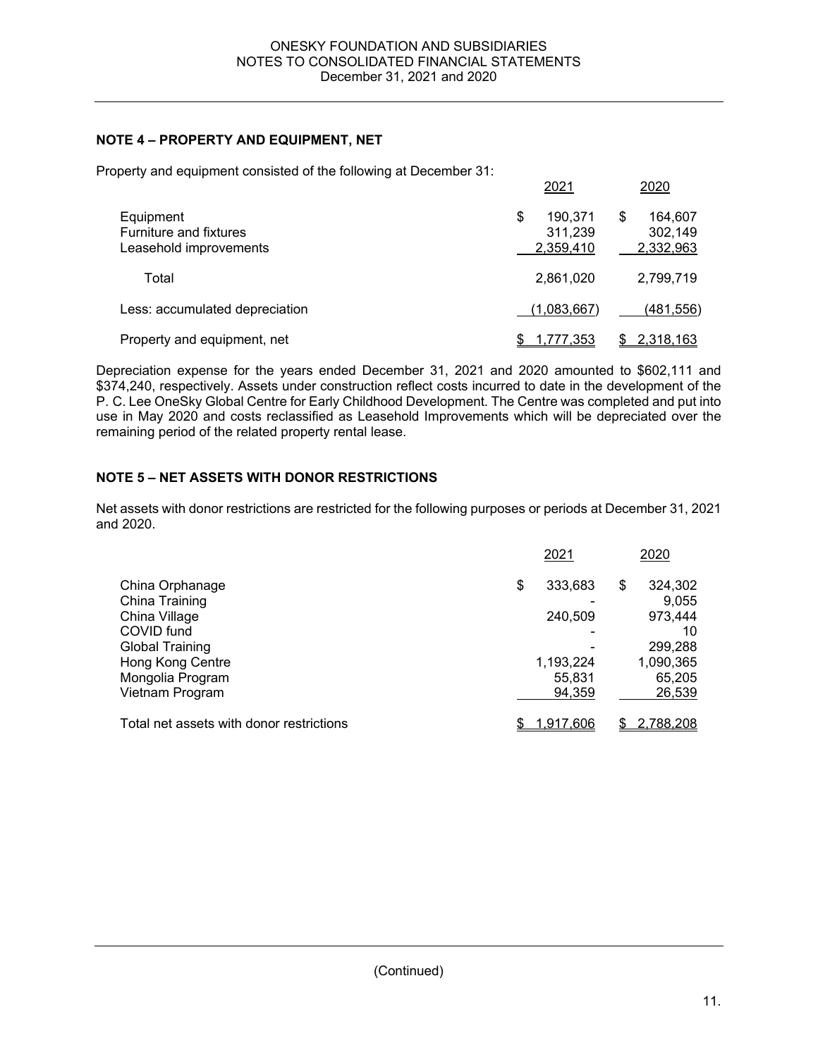## NOTE 4 – PROPERTY AND EQUIPMENT, NET

Property and equipment consisted of the following at December 31:

| | 2021 | 2020 |
|---|---|---|
| Equipment | $ 190,371 | $ 164,607 |
| Furniture and fixtures | 311,239 | 302,149 |
| Leasehold improvements | 2,359,410 | 2,332,963 |
| Total | 2,861,020 | 2,799,719 |
| Less: accumulated depreciation | (1,083,667) | (481,556) |
| Property and equipment, net | $ 1,777,353 | $ 2,318,163 |

Depreciation expense for the years ended December 31, 2021 and 2020 amounted to $602,111 and $374,240, respectively. Assets under construction reflect costs incurred to date in the development of the P. C. Lee OneSky Global Centre for Early Childhood Development. The Centre was completed and put into use in May 2020 and costs reclassified as Leasehold Improvements which will be depreciated over the remaining period of the related property rental lease.

## NOTE 5 – NET ASSETS WITH DONOR RESTRICTIONS

Net assets with donor restrictions are restricted for the following purposes or periods at December 31, 2021 and 2020.

| | 2021 | 2020 |
|---|---|---|
| China Orphanage | $ 333,683 | $ 324,302 |
| China Training | - | 9,055 |
| China Village | 240,509 | 973,444 |
| COVID fund | - | 10 |
| Global Training | - | 299,288 |
| Hong Kong Centre | 1,193,224 | 1,090,365 |
| Mongolia Program | 55,831 | 65,205 |
| Vietnam Program | 94,359 | 26,539 |
| Total net assets with donor restrictions | $ 1,917,606 | $ 2,788,208 |

(Continued)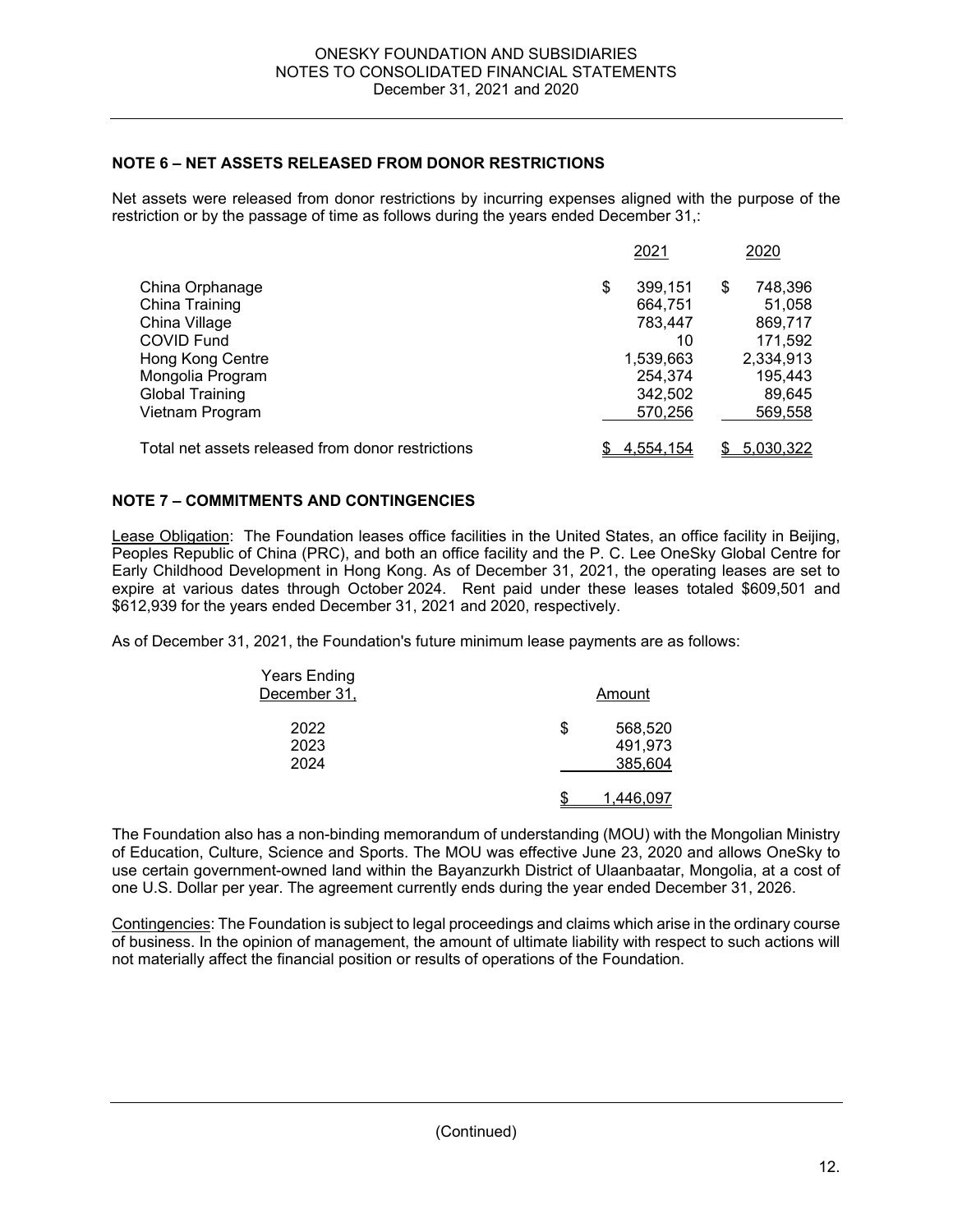## NOTE 6 – NET ASSETS RELEASED FROM DONOR RESTRICTIONS

Net assets were released from donor restrictions by incurring expenses aligned with the purpose of the restriction or by the passage of time as follows during the years ended December 31,:

| | 2021 | 2020 |
|---|---|---|
| China Orphanage | $ 399,151 | $ 748,396 |
| China Training | 664,751 | 51,058 |
| China Village | 783,447 | 869,717 |
| COVID Fund | 10 | 171,592 |
| Hong Kong Centre | 1,539,663 | 2,334,913 |
| Mongolia Program | 254,374 | 195,443 |
| Global Training | 342,502 | 89,645 |
| Vietnam Program | 570,256 | 569,558 |
| Total net assets released from donor restrictions | $ 4,554,154 | $ 5,030,322 |

## NOTE 7 – COMMITMENTS AND CONTINGENCIES

Lease Obligation: The Foundation leases office facilities in the United States, an office facility in Beijing, Peoples Republic of China (PRC), and both an office facility and the P. C. Lee OneSky Global Centre for Early Childhood Development in Hong Kong. As of December 31, 2021, the operating leases are set to expire at various dates through October 2024. Rent paid under these leases totaled $609,501 and $612,939 for the years ended December 31, 2021 and 2020, respectively.

As of December 31, 2021, the Foundation's future minimum lease payments are as follows:

| Years Ending December 31, | Amount |
|---|---|
| 2022 | $ 568,520 |
| 2023 | 491,973 |
| 2024 | 385,604 |
| | $ 1,446,097 |

The Foundation also has a non-binding memorandum of understanding (MOU) with the Mongolian Ministry of Education, Culture, Science and Sports. The MOU was effective June 23, 2020 and allows OneSky to use certain government-owned land within the Bayanzurkh District of Ulaanbaatar, Mongolia, at a cost of one U.S. Dollar per year. The agreement currently ends during the year ended December 31, 2026.

Contingencies: The Foundation is subject to legal proceedings and claims which arise in the ordinary course of business. In the opinion of management, the amount of ultimate liability with respect to such actions will not materially affect the financial position or results of operations of the Foundation.

(Continued)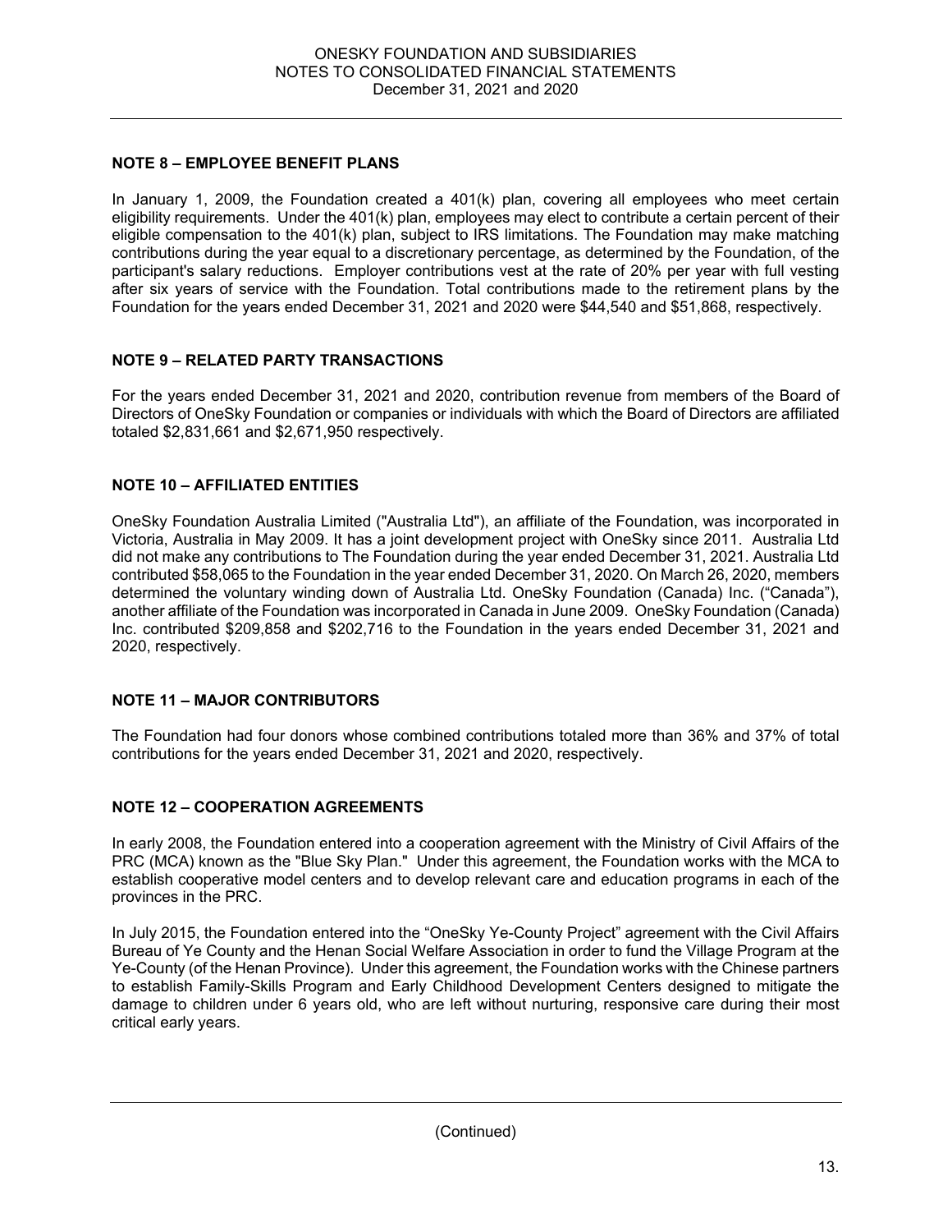## NOTE 8 – EMPLOYEE BENEFIT PLANS

In January 1, 2009, the Foundation created a 401(k) plan, covering all employees who meet certain eligibility requirements. Under the 401(k) plan, employees may elect to contribute a certain percent of their eligible compensation to the 401(k) plan, subject to IRS limitations. The Foundation may make matching contributions during the year equal to a discretionary percentage, as determined by the Foundation, of the participant's salary reductions. Employer contributions vest at the rate of 20% per year with full vesting after six years of service with the Foundation. Total contributions made to the retirement plans by the Foundation for the years ended December 31, 2021 and 2020 were $44,540 and $51,868, respectively.

## NOTE 9 – RELATED PARTY TRANSACTIONS

For the years ended December 31, 2021 and 2020, contribution revenue from members of the Board of Directors of OneSky Foundation or companies or individuals with which the Board of Directors are affiliated totaled $2,831,661 and $2,671,950 respectively.

## NOTE 10 – AFFILIATED ENTITIES

OneSky Foundation Australia Limited ("Australia Ltd"), an affiliate of the Foundation, was incorporated in Victoria, Australia in May 2009. It has a joint development project with OneSky since 2011. Australia Ltd did not make any contributions to The Foundation during the year ended December 31, 2021. Australia Ltd contributed $58,065 to the Foundation in the year ended December 31, 2020. On March 26, 2020, members determined the voluntary winding down of Australia Ltd. OneSky Foundation (Canada) Inc. ("Canada"), another affiliate of the Foundation was incorporated in Canada in June 2009. OneSky Foundation (Canada) Inc. contributed $209,858 and $202,716 to the Foundation in the years ended December 31, 2021 and 2020, respectively.

## NOTE 11 – MAJOR CONTRIBUTORS

The Foundation had four donors whose combined contributions totaled more than 36% and 37% of total contributions for the years ended December 31, 2021 and 2020, respectively.

## NOTE 12 – COOPERATION AGREEMENTS

In early 2008, the Foundation entered into a cooperation agreement with the Ministry of Civil Affairs of the PRC (MCA) known as the "Blue Sky Plan." Under this agreement, the Foundation works with the MCA to establish cooperative model centers and to develop relevant care and education programs in each of the provinces in the PRC.

In July 2015, the Foundation entered into the "OneSky Ye-County Project" agreement with the Civil Affairs Bureau of Ye County and the Henan Social Welfare Association in order to fund the Village Program at the Ye-County (of the Henan Province). Under this agreement, the Foundation works with the Chinese partners to establish Family-Skills Program and Early Childhood Development Centers designed to mitigate the damage to children under 6 years old, who are left without nurturing, responsive care during their most critical early years.

(Continued)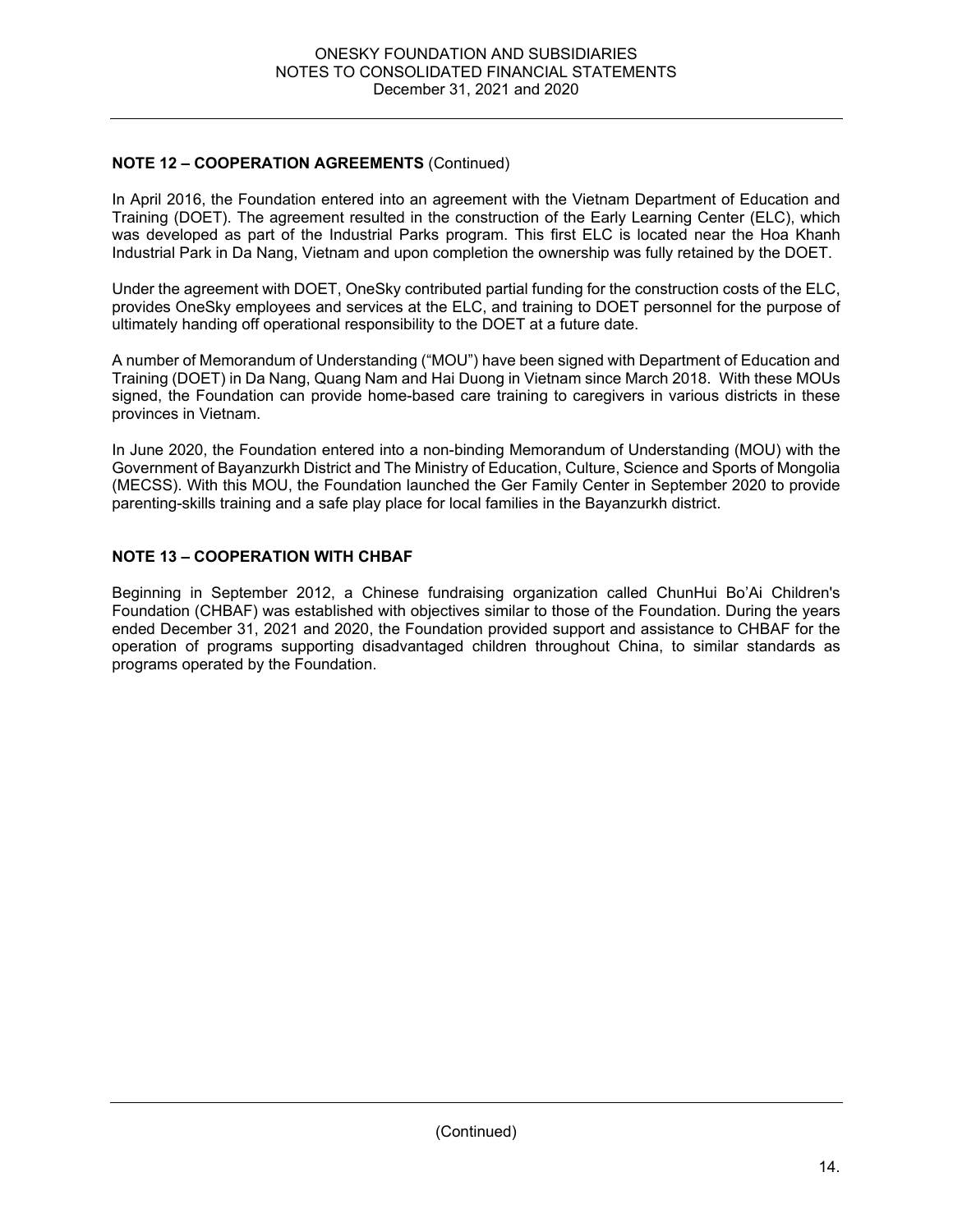## NOTE 12 – COOPERATION AGREEMENTS (Continued)

In April 2016, the Foundation entered into an agreement with the Vietnam Department of Education and Training (DOET). The agreement resulted in the construction of the Early Learning Center (ELC), which was developed as part of the Industrial Parks program. This first ELC is located near the Hoa Khanh Industrial Park in Da Nang, Vietnam and upon completion the ownership was fully retained by the DOET.

Under the agreement with DOET, OneSky contributed partial funding for the construction costs of the ELC, provides OneSky employees and services at the ELC, and training to DOET personnel for the purpose of ultimately handing off operational responsibility to the DOET at a future date.

A number of Memorandum of Understanding ("MOU") have been signed with Department of Education and Training (DOET) in Da Nang, Quang Nam and Hai Duong in Vietnam since March 2018. With these MOUs signed, the Foundation can provide home-based care training to caregivers in various districts in these provinces in Vietnam.

In June 2020, the Foundation entered into a non-binding Memorandum of Understanding (MOU) with the Government of Bayanzurkh District and The Ministry of Education, Culture, Science and Sports of Mongolia (MECSS). With this MOU, the Foundation launched the Ger Family Center in September 2020 to provide parenting-skills training and a safe play place for local families in the Bayanzurkh district.

## NOTE 13 – COOPERATION WITH CHBAF

Beginning in September 2012, a Chinese fundraising organization called ChunHui Bo'Ai Children's Foundation (CHBAF) was established with objectives similar to those of the Foundation. During the years ended December 31, 2021 and 2020, the Foundation provided support and assistance to CHBAF for the operation of programs supporting disadvantaged children throughout China, to similar standards as programs operated by the Foundation.

(Continued)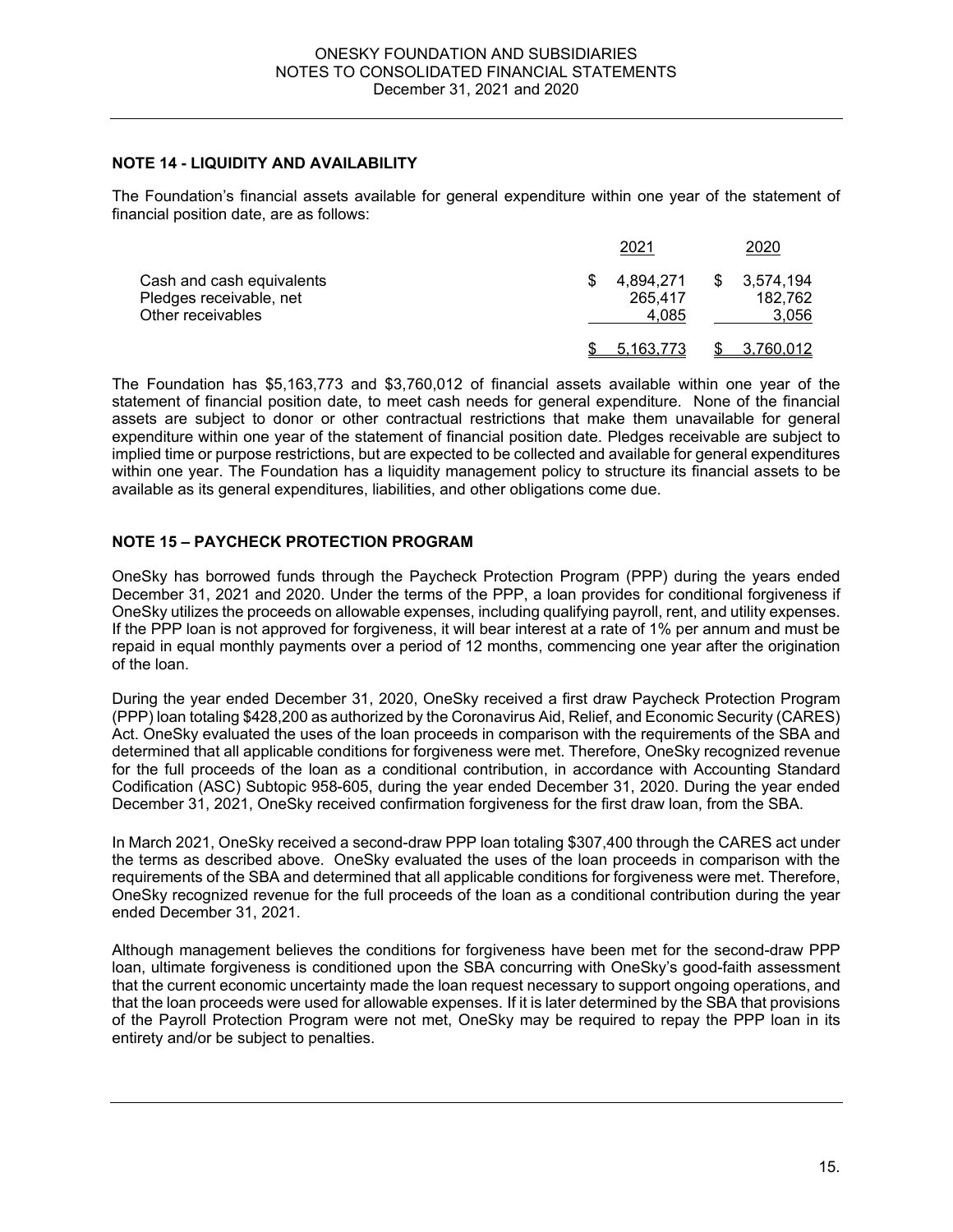## NOTE 14 - LIQUIDITY AND AVAILABILITY

The Foundation's financial assets available for general expenditure within one year of the statement of financial position date, are as follows:

| | 2021 | 2020 |
|---|---|---|
| Cash and cash equivalents | $ 4,894,271 | $ 3,574,194 |
| Pledges receivable, net | 265,417 | 182,762 |
| Other receivables | 4,085 | 3,056 |
| | $ 5,163,773 | $ 3,760,012 |

The Foundation has $5,163,773 and $3,760,012 of financial assets available within one year of the statement of financial position date, to meet cash needs for general expenditure. None of the financial assets are subject to donor or other contractual restrictions that make them unavailable for general expenditure within one year of the statement of financial position date. Pledges receivable are subject to implied time or purpose restrictions, but are expected to be collected and available for general expenditures within one year. The Foundation has a liquidity management policy to structure its financial assets to be available as its general expenditures, liabilities, and other obligations come due.

## NOTE 15 – PAYCHECK PROTECTION PROGRAM

OneSky has borrowed funds through the Paycheck Protection Program (PPP) during the years ended December 31, 2021 and 2020. Under the terms of the PPP, a loan provides for conditional forgiveness if OneSky utilizes the proceeds on allowable expenses, including qualifying payroll, rent, and utility expenses. If the PPP loan is not approved for forgiveness, it will bear interest at a rate of 1% per annum and must be repaid in equal monthly payments over a period of 12 months, commencing one year after the origination of the loan.

During the year ended December 31, 2020, OneSky received a first draw Paycheck Protection Program (PPP) loan totaling $428,200 as authorized by the Coronavirus Aid, Relief, and Economic Security (CARES) Act. OneSky evaluated the uses of the loan proceeds in comparison with the requirements of the SBA and determined that all applicable conditions for forgiveness were met. Therefore, OneSky recognized revenue for the full proceeds of the loan as a conditional contribution, in accordance with Accounting Standard Codification (ASC) Subtopic 958-605, during the year ended December 31, 2020. During the year ended December 31, 2021, OneSky received confirmation forgiveness for the first draw loan, from the SBA.

In March 2021, OneSky received a second-draw PPP loan totaling $307,400 through the CARES act under the terms as described above. OneSky evaluated the uses of the loan proceeds in comparison with the requirements of the SBA and determined that all applicable conditions for forgiveness were met. Therefore, OneSky recognized revenue for the full proceeds of the loan as a conditional contribution during the year ended December 31, 2021.

Although management believes the conditions for forgiveness have been met for the second-draw PPP loan, ultimate forgiveness is conditioned upon the SBA concurring with OneSky's good-faith assessment that the current economic uncertainty made the loan request necessary to support ongoing operations, and that the loan proceeds were used for allowable expenses. If it is later determined by the SBA that provisions of the Payroll Protection Program were not met, OneSky may be required to repay the PPP loan in its entirety and/or be subject to penalties.